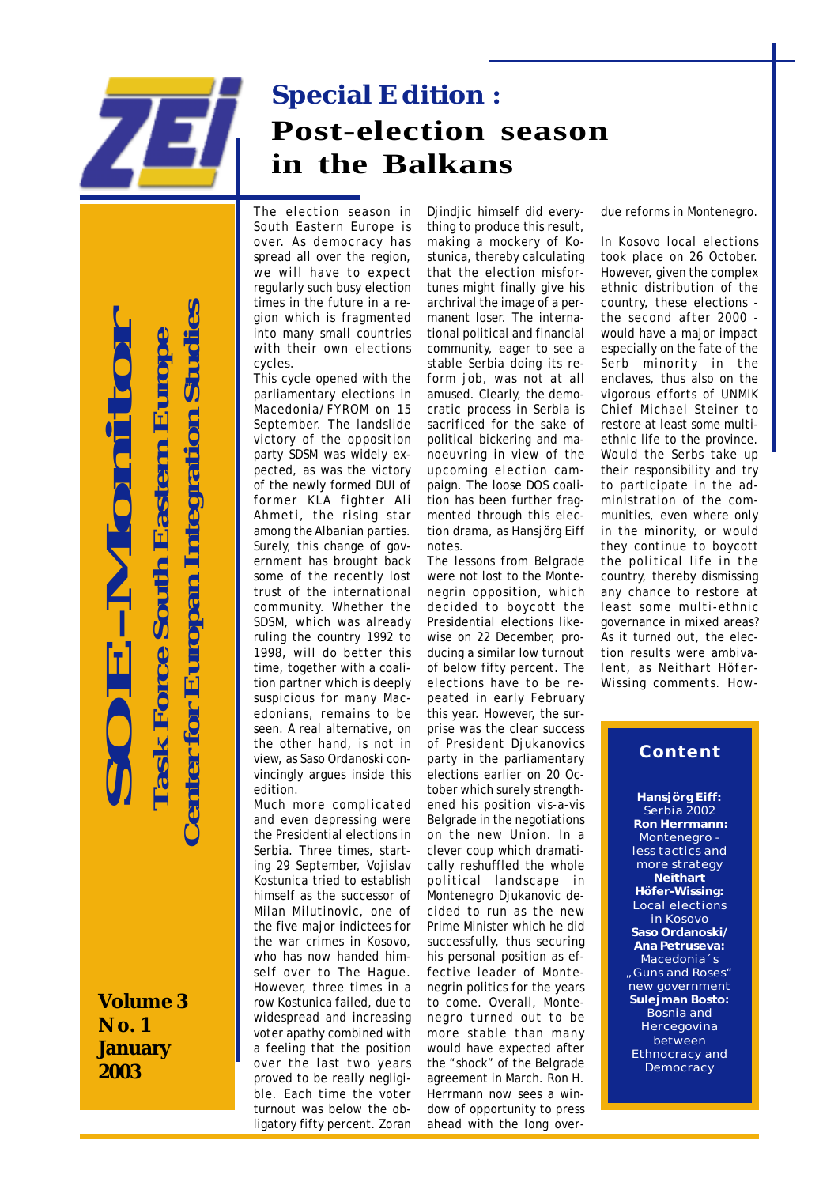# Special Edition : Post-election season in the Balkans

**SOE-Monitor**

**Task Force South Eastern Europe**

**Center for European Integration Studies**

**Volume 3**
**No. 1**
**January 2003**

The election season in South Eastern Europe is over. As democracy has spread all over the region, we will have to expect regularly such busy election times in the future in a region which is fragmented into many small countries with their own elections cycles.

This cycle opened with the parliamentary elections in Macedonia/FYROM on 15 September. The landslide victory of the opposition party SDSM was widely expected, as was the victory of the newly formed DUI of former KLA fighter Ali Ahmeti, the rising star among the Albanian parties. Surely, this change of government has brought back some of the recently lost trust of the international community. Whether the SDSM, which was already ruling the country 1992 to 1998, will do better this time, together with a coalition partner which is deeply suspicious for many Macedonians, remains to be seen. A real alternative, on the other hand, is not in view, as Saso Ordanoski convincingly argues inside this edition.

Much more complicated and even depressing were the Presidential elections in Serbia. Three times, starting 29 September, Vojislav Kostunica tried to establish himself as the successor of Milan Milutinovic, one of the five major indictees for the war crimes in Kosovo, who has now handed himself over to The Hague. However, three times in a row Kostunica failed, due to widespread and increasing voter apathy combined with a feeling that the position over the last two years proved to be really negligible. Each time the voter turnout was below the obligatory fifty percent. Zoran Djindjic himself did everything to produce this result, making a mockery of Kostunica, thereby calculating that the election misfortunes might finally give his archrival the image of a permanent loser. The international political and financial community, eager to see a stable Serbia doing its reform job, was not at all amused. Clearly, the democratic process in Serbia is sacrificed for the sake of political bickering and manoeuvring in view of the upcoming election campaign. The loose DOS coalition has been further fragmented through this election drama, as Hansjörg Eiff notes.

The lessons from Belgrade were not lost to the Montenegrin opposition, which decided to boycott the Presidential elections likewise on 22 December, producing a similar low turnout of below fifty percent. The elections have to be repeated in early February this year. However, the surprise was the clear success of President Djukanovics party in the parliamentary elections earlier on 20 October which surely strengthened his position vis-a-vis Belgrade in the negotiations on the new Union. In a clever coup which dramatically reshuffled the whole political landscape in Montenegro Djukanovic decided to run as the new Prime Minister which he did successfully, thus securing his personal position as effective leader of Montenegrin politics for the years to come. Overall, Montenegro turned out to be more stable than many would have expected after the "shock" of the Belgrade agreement in March. Ron H. Herrmann now sees a window of opportunity to press ahead with the long overdue reforms in Montenegro.

In Kosovo local elections took place on 26 October. However, given the complex ethnic distribution of the country, these elections - the second after 2000 - would have a major impact especially on the fate of the Serb minority in the enclaves, thus also on the vigorous efforts of UNMIK Chief Michael Steiner to restore at least some multiethnic life to the province. Would the Serbs take up their responsibility and try to participate in the administration of the communities, even where only in the minority, or would they continue to boycott the political life in the country, thereby dismissing any chance to restore at least some multi-ethnic governance in mixed areas? As it turned out, the election results were ambivalent, as Neithart Höfer-Wissing comments. How-

## Content

**Hansjörg Eiff:** Serbia 2002

**Ron Herrmann:** Montenegro - less tactics and more strategy

**Neithart Höfer-Wissing:** Local elections in Kosovo

**Saso Ordanoski/ Ana Petruseva:** Macedonia´s „Guns and Roses" new government

**Sulejman Bosto:** Bosnia and Hercegovina between Ethnocracy and Democracy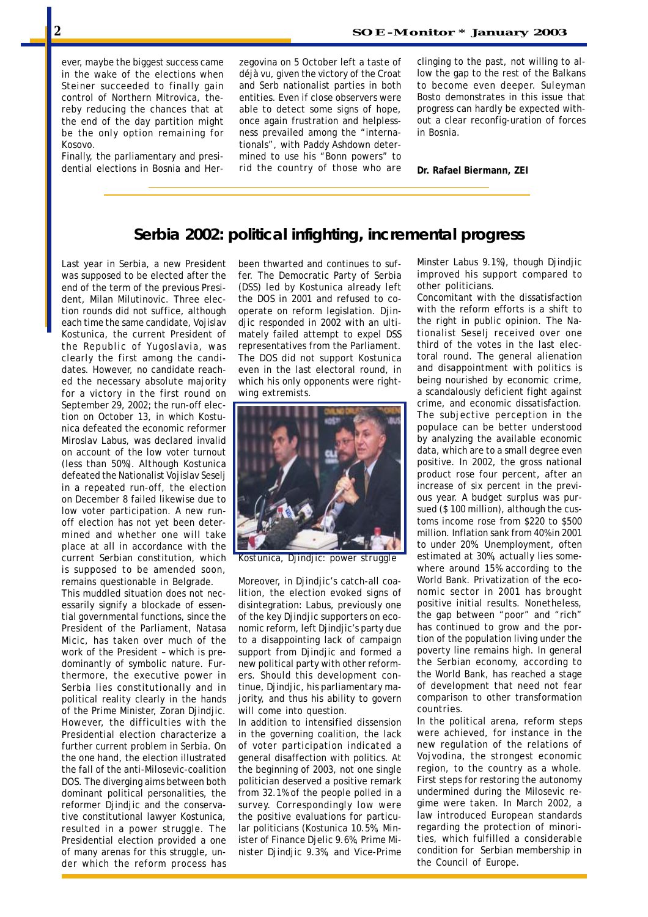ever, maybe the biggest success came in the wake of the elections when Steiner succeeded to finally gain control of Northern Mitrovica, thereby reducing the chances that at the end of the day partition might be the only option remaining for Kosovo.

Finally, the parliamentary and presidential elections in Bosnia and Herzegovina on 5 October left a taste of déjà vu, given the victory of the Croat and Serb nationalist parties in both entities. Even if close observers were able to detect some signs of hope, once again frustration and helplessness prevailed among the "internationals", with Paddy Ashdown determined to use his "Bonn powers" to rid the country of those who are clinging to the past, not willing to allow the gap to the rest of the Balkans to become even deeper. Suleyman Bosto demonstrates in this issue that progress can hardly be expected without a clear reconfig-uration of forces in Bosnia.

**Dr. Rafael Biermann, ZEI**

## Serbia 2002: political infighting, incremental progress

Last year in Serbia, a new President was supposed to be elected after the end of the term of the previous President, Milan Milutinovic. Three election rounds did not suffice, although each time the same candidate, Vojislav Kostunica, the current President of the Republic of Yugoslavia, was clearly the first among the candidates. However, no candidate reached the necessary absolute majority for a victory in the first round on September 29, 2002; the run-off election on October 13, in which Kostunica defeated the economic reformer Miroslav Labus, was declared invalid on account of the low voter turnout (less than 50%). Although Kostunica defeated the Nationalist Vojislav Seselj in a repeated run-off, the election on December 8 failed likewise due to low voter participation. A new run-off election has not yet been determined and whether one will take place at all in accordance with the current Serbian constitution, which is supposed to be amended soon, remains questionable in Belgrade.

This muddled situation does not necessarily signify a blockade of essential governmental functions, since the President of the Parliament, Natasa Micic, has taken over much of the work of the President – which is predominantly of symbolic nature. Furthermore, the executive power in Serbia lies constitutionally and in political reality clearly in the hands of the Prime Minister, Zoran Djindjic. However, the difficulties with the Presidential election characterize a further current problem in Serbia. On the one hand, the election illustrated the fall of the anti-Milosevic-coalition DOS. The diverging aims between both dominant political personalities, the reformer Djindjic and the conservative constitutional lawyer Kostunica, resulted in a power struggle. The Presidential election provided a one of many arenas for this struggle, under which the reform process has been thwarted and continues to suffer. The Democratic Party of Serbia (DSS) led by Kostunica already left the DOS in 2001 and refused to cooperate on reform legislation. Djindjic responded in 2002 with an ultimately failed attempt to expel DSS representatives from the Parliament. The DOS did not support Kostunica even in the last electoral round, in which his only opponents were right-wing extremists.

Kostunica, Djindjic: power struggle

Moreover, in Djindjic's catch-all coalition, the election evoked signs of disintegration: Labus, previously one of the key Djindjic supporters on economic reform, left Djindjic's party due to a disappointing lack of campaign support from Djindjic and formed a new political party with other reformers. Should this development continue, Djindjic, his parliamentary majority, and thus his ability to govern will come into question.

In addition to intensified dissension in the governing coalition, the lack of voter participation indicated a general disaffection with politics. At the beginning of 2003, not one single politician deserved a positive remark from 32.1% of the people polled in a survey. Correspondingly low were the positive evaluations for particular politicians (Kostunica 10.5%, Minister of Finance Djelic 9.6%, Prime Minister Djindjic 9.3%, and Vice-Prime Minster Labus 9.1%), though Djindjic improved his support compared to other politicians.

Concomitant with the dissatisfaction with the reform efforts is a shift to the right in public opinion. The Nationalist Seselj received over one third of the votes in the last electoral round. The general alienation and disappointment with politics is being nourished by economic crime, a scandalously deficient fight against crime, and economic dissatisfaction. The subjective perception in the populace can be better understood by analyzing the available economic data, which are to a small degree even positive. In 2002, the gross national product rose four percent, after an increase of six percent in the previous year. A budget surplus was pursued ($ 100 million), although the customs income rose from $220 to $500 million. Inflation sank from 40% in 2001 to under 20%. Unemployment, often estimated at 30%, actually lies somewhere around 15% according to the World Bank. Privatization of the economic sector in 2001 has brought positive initial results. Nonetheless, the gap between "poor" and "rich" has continued to grow and the portion of the population living under the poverty line remains high. In general the Serbian economy, according to the World Bank, has reached a stage of development that need not fear comparison to other transformation countries.

In the political arena, reform steps were achieved, for instance in the new regulation of the relations of Vojvodina, the strongest economic region, to the country as a whole. First steps for restoring the autonomy undermined during the Milosevic regime were taken. In March 2002, a law introduced European standards regarding the protection of minorities, which fulfilled a considerable condition for Serbian membership in the Council of Europe.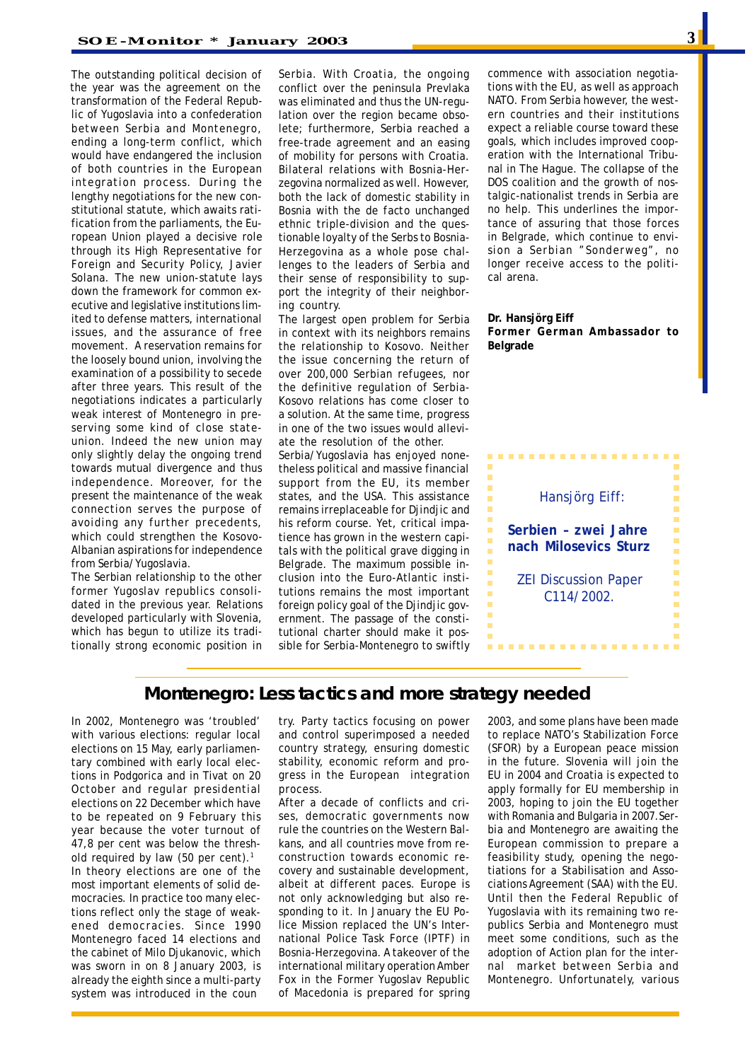The outstanding political decision of the year was the agreement on the transformation of the Federal Republic of Yugoslavia into a confederation between Serbia and Montenegro, ending a long-term conflict, which would have endangered the inclusion of both countries in the European integration process. During the lengthy negotiations for the new constitutional statute, which awaits ratification from the parliaments, the European Union played a decisive role through its High Representative for Foreign and Security Policy, Javier Solana. The new union-statute lays down the framework for common executive and legislative institutions limited to defense matters, international issues, and the assurance of free movement. A reservation remains for the loosely bound union, involving the examination of a possibility to secede after three years. This result of the negotiations indicates a particularly weak interest of Montenegro in preserving some kind of close state-union. Indeed the new union may only slightly delay the ongoing trend towards mutual divergence and thus independence. Moreover, for the present the maintenance of the weak connection serves the purpose of avoiding any further precedents, which could strengthen the Kosovo-Albanian aspirations for independence from Serbia/Yugoslavia.

The Serbian relationship to the other former Yugoslav republics consolidated in the previous year. Relations developed particularly with Slovenia, which has begun to utilize its traditionally strong economic position in Serbia. With Croatia, the ongoing conflict over the peninsula Prevlaka was eliminated and thus the UN-regulation over the region became obsolete; furthermore, Serbia reached a free-trade agreement and an easing of mobility for persons with Croatia. Bilateral relations with Bosnia-Herzegovina normalized as well. However, both the lack of domestic stability in Bosnia with the de facto unchanged ethnic triple-division and the questionable loyalty of the Serbs to Bosnia-Herzegovina as a whole pose challenges to the leaders of Serbia and their sense of responsibility to support the integrity of their neighboring country.

The largest open problem for Serbia in context with its neighbors remains the relationship to Kosovo. Neither the issue concerning the return of over 200,000 Serbian refugees, nor the definitive regulation of Serbia-Kosovo relations has come closer to a solution. At the same time, progress in one of the two issues would alleviate the resolution of the other.

Serbia/Yugoslavia has enjoyed nonetheless political and massive financial support from the EU, its member states, and the USA. This assistance remains irreplaceable for Djindjic and his reform course. Yet, critical impatience has grown in the western capitals with the political grave digging in Belgrade. The maximum possible inclusion into the Euro-Atlantic institutions remains the most important foreign policy goal of the Djindjic government. The passage of the constitutional charter should make it possible for Serbia-Montenegro to swiftly commence with association negotiations with the EU, as well as approach NATO. From Serbia however, the western countries and their institutions expect a reliable course toward these goals, which includes improved cooperation with the International Tribunal in The Hague. The collapse of the DOS coalition and the growth of nostalgic-nationalist trends in Serbia are no help. This underlines the importance of assuring that those forces in Belgrade, which continue to envision a Serbian "Sonderweg", no longer receive access to the political arena.

**Dr. Hansjörg Eiff**
**Former German Ambassador to Belgrade**

Hansjörg Eiff:

**Serbien – zwei Jahre nach Milosevics Sturz**

ZEI Discussion Paper C114/2002.

## Montenegro: Less tactics and more strategy needed

In 2002, Montenegro was 'troubled' with various elections: regular local elections on 15 May, early parliamentary combined with early local elections in Podgorica and in Tivat on 20 October and regular presidential elections on 22 December which have to be repeated on 9 February this year because the voter turnout of 47,8 per cent was below the threshold required by law (50 per cent).[1]

In theory elections are one of the most important elements of solid democracies. In practice too many elections reflect only the stage of weakened democracies. Since 1990 Montenegro faced 14 elections and the cabinet of Milo Djukanovic, which was sworn in on 8 January 2003, is already the eighth since a multi-party system was introduced in the country. Party tactics focusing on power and control superimposed a needed country strategy, ensuring domestic stability, economic reform and progress in the European integration process.

After a decade of conflicts and crises, democratic governments now rule the countries on the Western Balkans, and all countries move from reconstruction towards economic recovery and sustainable development, albeit at different paces. Europe is not only acknowledging but also responding to it. In January the EU Police Mission replaced the UN's International Police Task Force (IPTF) in Bosnia-Herzegovina. A takeover of the international military operation Amber Fox in the Former Yugoslav Republic of Macedonia is prepared for spring 2003, and some plans have been made to replace NATO's Stabilization Force (SFOR) by a European peace mission in the future. Slovenia will join the EU in 2004 and Croatia is expected to apply formally for EU membership in 2003, hoping to join the EU together with Romania and Bulgaria in 2007. Serbia and Montenegro are awaiting the European commission to prepare a feasibility study, opening the negotiations for a Stabilisation and Associations Agreement (SAA) with the EU. Until then the Federal Republic of Yugoslavia with its remaining two republics Serbia and Montenegro must meet some conditions, such as the adoption of Action plan for the internal market between Serbia and Montenegro. Unfortunately, various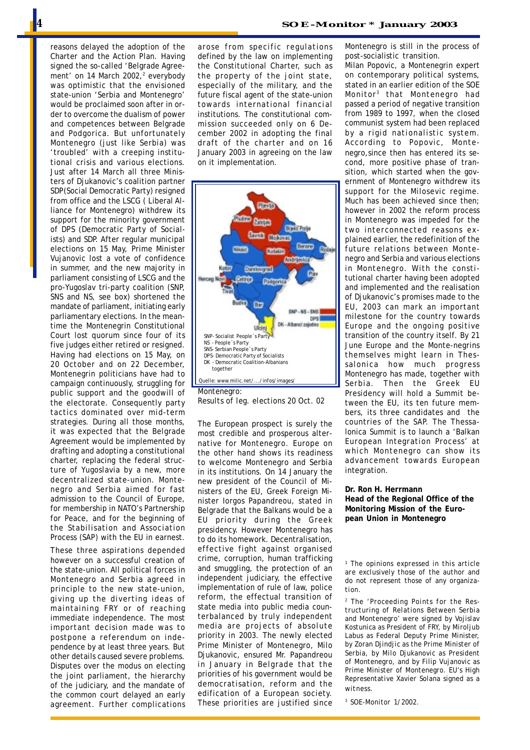reasons delayed the adoption of the Charter and the Action Plan. Having signed the so-called 'Belgrade Agreement' on 14 March 2002,[2] everybody was optimistic that the envisioned state-union 'Serbia and Montenegro' would be proclaimed soon after in order to overcome the dualism of power and competences between Belgrade and Podgorica. But unfortunately Montenegro (just like Serbia) was 'troubled' with a creeping institutional crisis and various elections. Just after 14 March all three Ministers of Djukanovic's coalition partner SDP(Social Democratic Party) resigned from office and the LSCG ( Liberal Alliance for Montenegro) withdrew its support for the minority government of DPS (Democratic Party of Socialists) and SDP. After regular municipal elections on 15 May, Prime Minister Vujanovic lost a vote of confidence in summer, and the new majority in parliament consisting of LSCG and the pro-Yugoslav tri-party coalition (SNP, SNS and NS, see box) shortened the mandate of parliament, initiating early parliamentary elections. In the meantime the Montenegrin Constitutional Court lost quorum since four of its five judges either retired or resigned. Having had elections on 15 May, on 20 October and on 22 December, Montenegrin politicians have had to campaign continuously, struggling for public support and the goodwill of the electorate. Consequently party tactics dominated over mid-term strategies. During all those months, it was expected that the Belgrade Agreement would be implemented by drafting and adopting a constitutional charter, replacing the federal structure of Yugoslavia by a new, more decentralized state-union. Montenegro and Serbia aimed for fast admission to the Council of Europe, for membership in NATO's Partnership for Peace, and for the beginning of the Stabilisation and Association Process (SAP) with the EU in earnest.

These three aspirations depended however on a successful creation of the state-union. All political forces in Montenegro and Serbia agreed in principle to the new state-union, giving up the diverting ideas of maintaining FRY or of reaching immediate independence. The most important decision made was to postpone a referendum on independence by at least three years. But other details caused severe problems. Disputes over the modus on electing the joint parliament, the hierarchy of the judiciary, and the mandate of the common court delayed an early agreement. Further complications arose from specific regulations defined by the law on implementing the Constitutional Charter, such as the property of the joint state, especially of the military, and the future fiscal agent of the state-union towards international financial institutions. The constitutional commission succeeded only on 6 December 2002 in adopting the final draft of the charter and on 16 January 2003 in agreeing on the law on it implementation.

SNP- Socialist People´s Party
NS - People´s Party
SNS- Serbian People´s Party
DPS- Democratic Party of Socialists
DK - Democratic Coalition-Albanians together

Quelle: www.milic.net/.../infos/images/

Montenegro:
Results of leg. elections 20 Oct. 02

The European prospect is surely the most credible and prosperous alternative for Montenegro. Europe on the other hand shows its readiness to welcome Montenegro and Serbia in its institutions. On 14 January the new president of the Council of Ministers of the EU, Greek Foreign Minister Iorgos Papandreou, stated in Belgrade that the Balkans would be a EU priority during the Greek presidency. However Montenegro has to do its homework. Decentralisation, effective fight against organised crime, corruption, human trafficking and smuggling, the protection of an independent judiciary, the effective implementation of rule of law, police reform, the effectual transition of state media into public media counterbalanced by truly independent media are projects of absolute priority in 2003. The newly elected Prime Minister of Montenegro, Milo Djukanovic, ensured Mr. Papandreou in January in Belgrade that the priorities of his government would be democratisation, reform and the edification of a European society. These priorities are justified since Montenegro is still in the process of post-socialistic transition.

Milan Popovic, a Montenegrin expert on contemporary political systems, stated in an earlier edition of the SOE Monitor[3] that Montenegro had passed a period of negative transition from 1989 to 1997, when the closed communist system had been replaced by a rigid nationalistic system. According to Popovic, Montenegro,since then has entered its second, more positive phase of transition, which started when the government of Montenegro withdrew its support for the Milosevic regime. Much has been achieved since then; however in 2002 the reform process in Montenegro was impeded for the two interconnected reasons explained earlier, the redefinition of the future relations between Montenegro and Serbia and various elections in Montenegro. With the constitutional charter having been adopted and implemented and the realisation of Djukanovic's promises made to the EU, 2003 can mark an important milestone for the country towards Europe and the ongoing positive transition of the country itself. By 21 June Europe and the Monte-negrins themselves might learn in Thessalonica how much progress Montenegro has made, together with Serbia. Then the Greek EU Presidency will hold a Summit between the EU, its ten future members, its three candidates and the countries of the SAP. The Thessalonica Summit is to launch a 'Balkan European Integration Process' at which Montenegro can show its advancement towards European integration.

**Dr. Ron H. Herrmann**
**Head of the Regional Office of the Monitoring Mission of the European Union in Montenegro**

[1] The opinions expressed in this article are exclusively those of the author and do not represent those of any organization.

[2] The 'Proceeding Points for the Restructuring of Relations Between Serbia and Montenegro' were signed by Vojislav Kostunica as President of FRY, by Miroljub Labus as Federal Deputy Prime Minister, by Zoran Djindjic as the Prime Minister of Serbia, by Milo Djukanovic as President of Montenegro, and by Filip Vujanovic as Prime Minister of Montenegro. EU's High Representative Xavier Solana signed as a witness.

[3] SOE-Monitor 1/2002.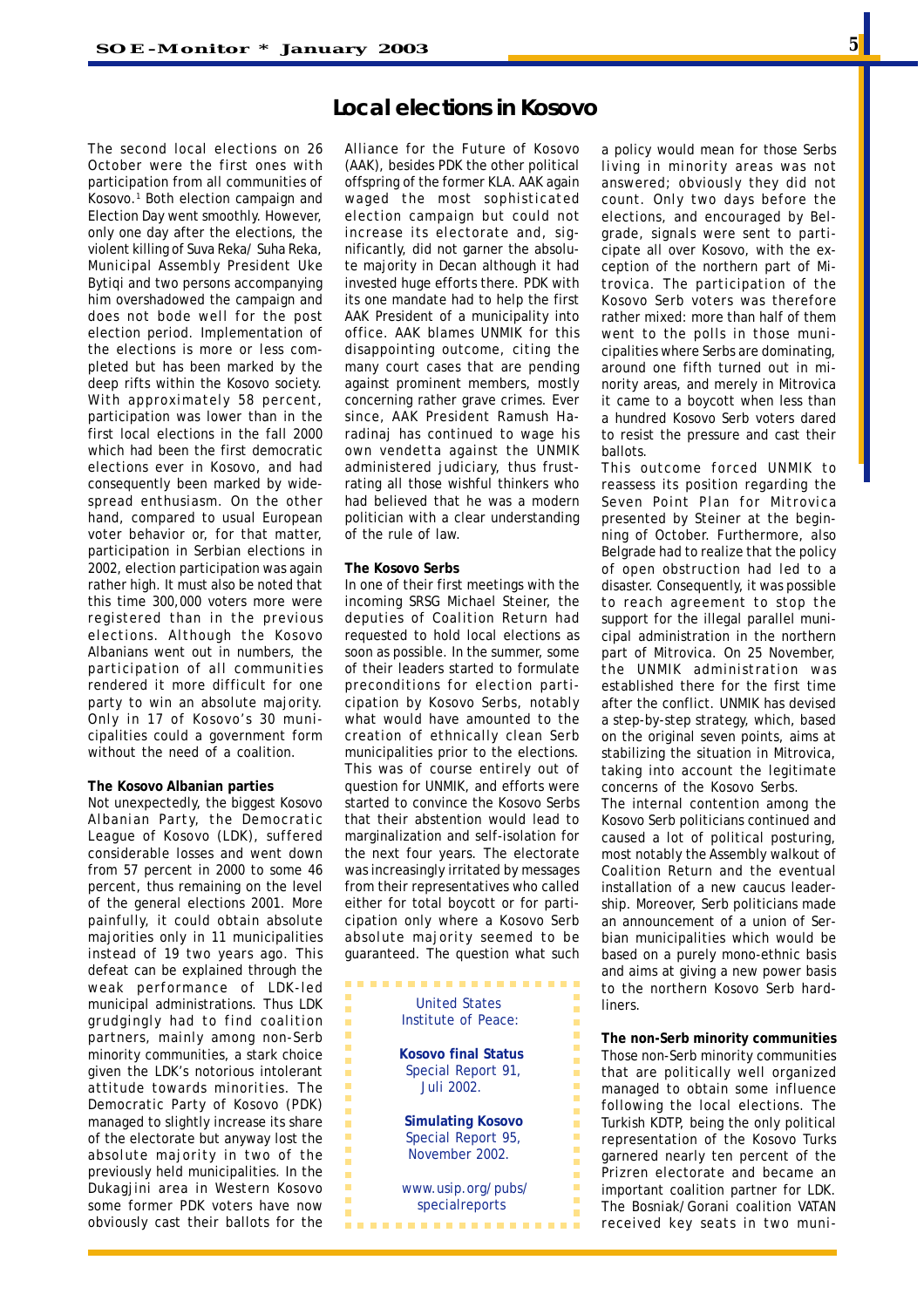# Local elections in Kosovo

The second local elections on 26 October were the first ones with participation from all communities of Kosovo.[1] Both election campaign and Election Day went smoothly. However, only one day after the elections, the violent killing of Suva Reka/ Suha Reka, Municipal Assembly President Uke Bytiqi and two persons accompanying him overshadowed the campaign and does not bode well for the post election period. Implementation of the elections is more or less completed but has been marked by the deep rifts within the Kosovo society. With approximately 58 percent, participation was lower than in the first local elections in the fall 2000 which had been the first democratic elections ever in Kosovo, and had consequently been marked by widespread enthusiasm. On the other hand, compared to usual European voter behavior or, for that matter, participation in Serbian elections in 2002, election participation was again rather high. It must also be noted that this time 300,000 voters more were registered than in the previous elections. Although the Kosovo Albanians went out in numbers, the participation of all communities rendered it more difficult for one party to win an absolute majority. Only in 17 of Kosovo's 30 municipalities could a government form without the need of a coalition.

**The Kosovo Albanian parties**

Not unexpectedly, the biggest Kosovo Albanian Party, the Democratic League of Kosovo (LDK), suffered considerable losses and went down from 57 percent in 2000 to some 46 percent, thus remaining on the level of the general elections 2001. More painfully, it could obtain absolute majorities only in 11 municipalities instead of 19 two years ago. This defeat can be explained through the weak performance of LDK-led municipal administrations. Thus LDK grudgingly had to find coalition partners, mainly among non-Serb minority communities, a stark choice given the LDK's notorious intolerant attitude towards minorities. The Democratic Party of Kosovo (PDK) managed to slightly increase its share of the electorate but anyway lost the absolute majority in two of the previously held municipalities. In the Dukagjini area in Western Kosovo some former PDK voters have now obviously cast their ballots for the Alliance for the Future of Kosovo (AAK), besides PDK the other political offspring of the former KLA. AAK again waged the most sophisticated election campaign but could not increase its electorate and, significantly, did not garner the absolute majority in Decan although it had invested huge efforts there. PDK with its one mandate had to help the first AAK President of a municipality into office. AAK blames UNMIK for this disappointing outcome, citing the many court cases that are pending against prominent members, mostly concerning rather grave crimes. Ever since, AAK President Ramush Haradinaj has continued to wage his own vendetta against the UNMIK administered judiciary, thus frustrating all those wishful thinkers who had believed that he was a modern politician with a clear understanding of the rule of law.

**The Kosovo Serbs**

In one of their first meetings with the incoming SRSG Michael Steiner, the deputies of Coalition Return had requested to hold local elections as soon as possible. In the summer, some of their leaders started to formulate preconditions for election participation by Kosovo Serbs, notably what would have amounted to the creation of ethnically clean Serb municipalities prior to the elections. This was of course entirely out of question for UNMIK, and efforts were started to convince the Kosovo Serbs that their abstention would lead to marginalization and self-isolation for the next four years. The electorate was increasingly irritated by messages from their representatives who called either for total boycott or for participation only where a Kosovo Serb absolute majority seemed to be guaranteed. The question what such a policy would mean for those Serbs living in minority areas was not answered; obviously they did not count. Only two days before the elections, and encouraged by Belgrade, signals were sent to participate all over Kosovo, with the exception of the northern part of Mitrovica. The participation of the Kosovo Serb voters was therefore rather mixed: more than half of them went to the polls in those municipalities where Serbs are dominating, around one fifth turned out in minority areas, and merely in Mitrovica it came to a boycott when less than a hundred Kosovo Serb voters dared to resist the pressure and cast their ballots.

This outcome forced UNMIK to reassess its position regarding the Seven Point Plan for Mitrovica presented by Steiner at the beginning of October. Furthermore, also Belgrade had to realize that the policy of open obstruction had led to a disaster. Consequently, it was possible to reach agreement to stop the support for the illegal parallel municipal administration in the northern part of Mitrovica. On 25 November, the UNMIK administration was established there for the first time after the conflict. UNMIK has devised a step-by-step strategy, which, based on the original seven points, aims at stabilizing the situation in Mitrovica, taking into account the legitimate concerns of the Kosovo Serbs.

The internal contention among the Kosovo Serb politicians continued and caused a lot of political posturing, most notably the Assembly walkout of Coalition Return and the eventual installation of a new caucus leadership. Moreover, Serb politicians made an announcement of a union of Serbian municipalities which would be based on a purely mono-ethnic basis and aims at giving a new power basis to the northern Kosovo Serb hardliners.

**The non-Serb minority communities**

Those non-Serb minority communities that are politically well organized managed to obtain some influence following the local elections. The Turkish KDTP, being the only political representation of the Kosovo Turks garnered nearly ten percent of the Prizren electorate and became an important coalition partner for LDK. The Bosniak/Gorani coalition VATAN received key seats in two muni-

---

United States Institute of Peace:

**Kosovo final Status**
Special Report 91, Juli 2002.

**Simulating Kosovo**
Special Report 95, November 2002.

www.usip.org/pubs/specialreports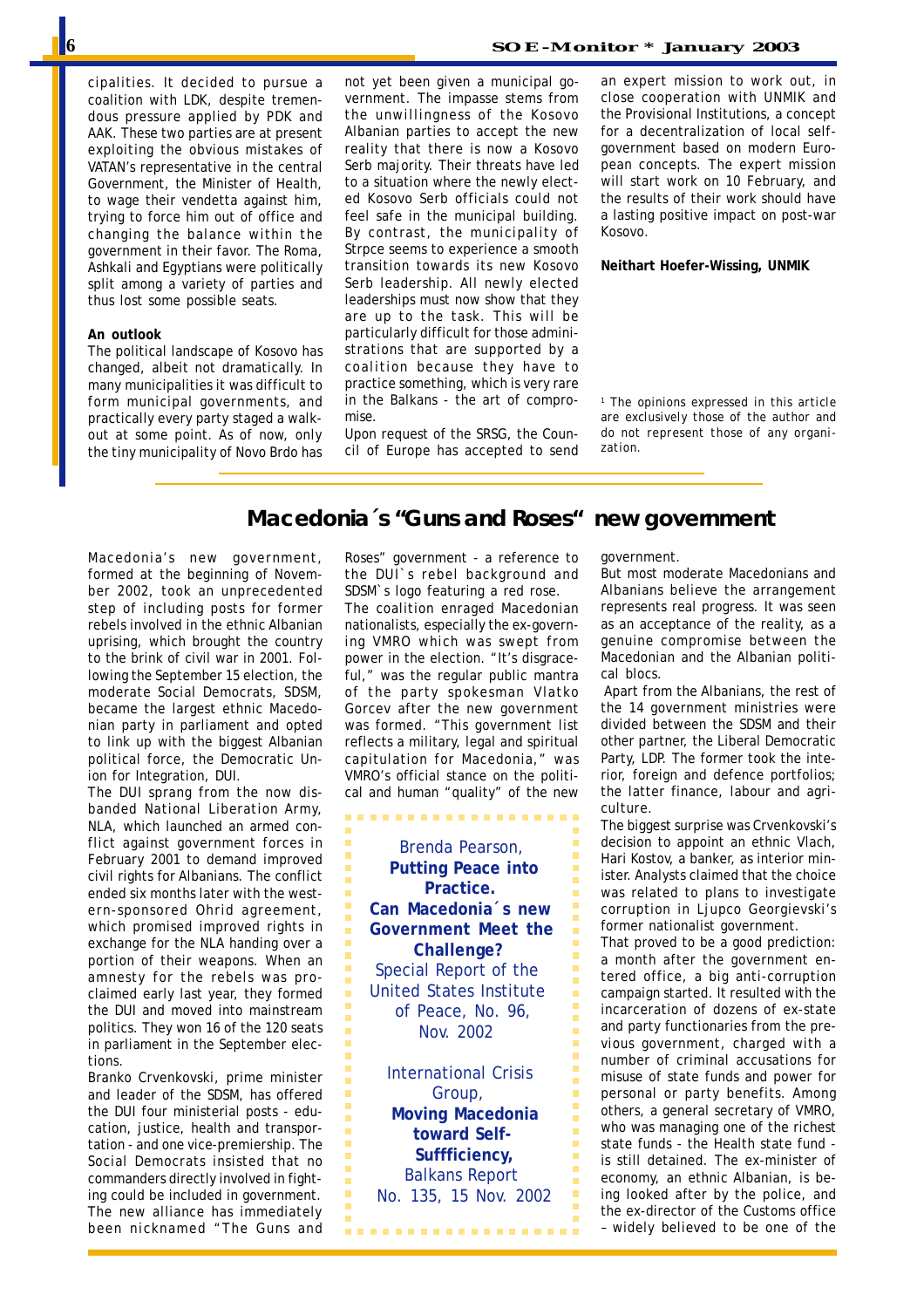cipalities. It decided to pursue a coalition with LDK, despite tremendous pressure applied by PDK and AAK. These two parties are at present exploiting the obvious mistakes of VATAN's representative in the central Government, the Minister of Health, to wage their vendetta against him, trying to force him out of office and changing the balance within the government in their favor. The Roma, Ashkali and Egyptians were politically split among a variety of parties and thus lost some possible seats.

**An outlook**

The political landscape of Kosovo has changed, albeit not dramatically. In many municipalities it was difficult to form municipal governments, and practically every party staged a walk-out at some point. As of now, only the tiny municipality of Novo Brdo has not yet been given a municipal government. The impasse stems from the unwillingness of the Kosovo Albanian parties to accept the new reality that there is now a Kosovo Serb majority. Their threats have led to a situation where the newly elected Kosovo Serb officials could not feel safe in the municipal building. By contrast, the municipality of Strpce seems to experience a smooth transition towards its new Kosovo Serb leadership. All newly elected leaderships must now show that they are up to the task. This will be particularly difficult for those administrations that are supported by a coalition because they have to practice something, which is very rare in the Balkans - the art of compromise.

Upon request of the SRSG, the Council of Europe has accepted to send an expert mission to work out, in close cooperation with UNMIK and the Provisional Institutions, a concept for a decentralization of local self-government based on modern European concepts. The expert mission will start work on 10 February, and the results of their work should have a lasting positive impact on post-war Kosovo.

**Neithart Hoefer-Wissing, UNMIK**

[1] The opinions expressed in this article are exclusively those of the author and do not represent those of any organization.

## Macedonia´s "Guns and Roses" new government

Macedonia's new government, formed at the beginning of November 2002, took an unprecedented step of including posts for former rebels involved in the ethnic Albanian uprising, which brought the country to the brink of civil war in 2001. Following the September 15 election, the moderate Social Democrats, SDSM, became the largest ethnic Macedonian party in parliament and opted to link up with the biggest Albanian political force, the Democratic Union for Integration, DUI.

The DUI sprang from the now disbanded National Liberation Army, NLA, which launched an armed conflict against government forces in February 2001 to demand improved civil rights for Albanians. The conflict ended six months later with the western-sponsored Ohrid agreement, which promised improved rights in exchange for the NLA handing over a portion of their weapons. When an amnesty for the rebels was proclaimed early last year, they formed the DUI and moved into mainstream politics. They won 16 of the 120 seats in parliament in the September elections.

Branko Crvenkovski, prime minister and leader of the SDSM, has offered the DUI four ministerial posts - education, justice, health and transportation - and one vice-premiership. The Social Democrats insisted that no commanders directly involved in fighting could be included in government. The new alliance has immediately been nicknamed "The Guns and Roses" government - a reference to the DUI`s rebel background and SDSM`s logo featuring a red rose.

The coalition enraged Macedonian nationalists, especially the ex-governing VMRO which was swept from power in the election. "It's disgraceful," was the regular public mantra of the party spokesman Vlatko Gorcev after the new government was formed. "This government list reflects a military, legal and spiritual capitulation for Macedonia," was VMRO's official stance on the political and human "quality" of the new government.

But most moderate Macedonians and Albanians believe the arrangement represents real progress. It was seen as an acceptance of the reality, as a genuine compromise between the Macedonian and the Albanian political blocs.

Apart from the Albanians, the rest of the 14 government ministries were divided between the SDSM and their other partner, the Liberal Democratic Party, LDP. The former took the interior, foreign and defence portfolios; the latter finance, labour and agriculture.

The biggest surprise was Crvenkovski's decision to appoint an ethnic Vlach, Hari Kostov, a banker, as interior minister. Analysts claimed that the choice was related to plans to investigate corruption in Ljupco Georgievski's former nationalist government.

That proved to be a good prediction: a month after the government entered office, a big anti-corruption campaign started. It resulted with the incarceration of dozens of ex-state and party functionaries from the previous government, charged with a number of criminal accusations for misuse of state funds and power for personal or party benefits. Among others, a general secretary of VMRO, who was managing one of the richest state funds - the Health state fund - is still detained. The ex-minister of economy, an ethnic Albanian, is being looked after by the police, and the ex-director of the Customs office – widely believed to be one of the

---

Brenda Pearson, **Putting Peace into Practice. Can Macedonia´s new Government Meet the Challenge?** Special Report of the United States Institute of Peace, No. 96, Nov. 2002

International Crisis Group, **Moving Macedonia toward Self-Suffficiency,** Balkans Report No. 135, 15 Nov. 2002

---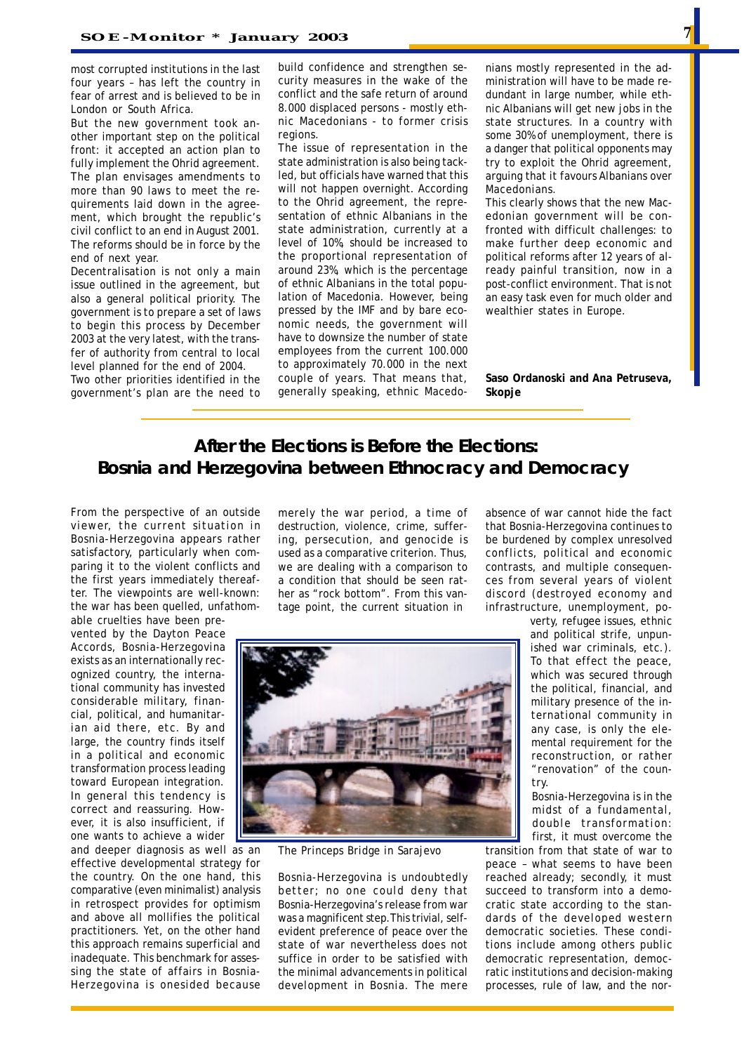most corrupted institutions in the last four years – has left the country in fear of arrest and is believed to be in London or South Africa.

But the new government took another important step on the political front: it accepted an action plan to fully implement the Ohrid agreement. The plan envisages amendments to more than 90 laws to meet the requirements laid down in the agreement, which brought the republic's civil conflict to an end in August 2001. The reforms should be in force by the end of next year.

Decentralisation is not only a main issue outlined in the agreement, but also a general political priority. The government is to prepare a set of laws to begin this process by December 2003 at the very latest, with the transfer of authority from central to local level planned for the end of 2004.

Two other priorities identified in the government's plan are the need to build confidence and strengthen security measures in the wake of the conflict and the safe return of around 8.000 displaced persons - mostly ethnic Macedonians - to former crisis regions.

The issue of representation in the state administration is also being tackled, but officials have warned that this will not happen overnight. According to the Ohrid agreement, the representation of ethnic Albanians in the state administration, currently at a level of 10%, should be increased to the proportional representation of around 23%, which is the percentage of ethnic Albanians in the total population of Macedonia. However, being pressed by the IMF and by bare economic needs, the government will have to downsize the number of state employees from the current 100.000 to approximately 70.000 in the next couple of years. That means that, generally speaking, ethnic Macedonians mostly represented in the administration will have to be made redundant in large number, while ethnic Albanians will get new jobs in the state structures. In a country with some 30% of unemployment, there is a danger that political opponents may try to exploit the Ohrid agreement, arguing that it favours Albanians over Macedonians.

This clearly shows that the new Macedonian government will be confronted with difficult challenges: to make further deep economic and political reforms after 12 years of already painful transition, now in a post-conflict environment. That is not an easy task even for much older and wealthier states in Europe.

**Saso Ordanoski and Ana Petruseva, Skopje**

## After the Elections is Before the Elections: Bosnia and Herzegovina between Ethnocracy and Democracy

From the perspective of an outside viewer, the current situation in Bosnia-Herzegovina appears rather satisfactory, particularly when comparing it to the violent conflicts and the first years immediately thereafter. The viewpoints are well-known: the war has been quelled, unfathomable cruelties have been prevented by the Dayton Peace Accords, Bosnia-Herzegovina exists as an internationally recognized country, the international community has invested considerable military, financial, political, and humanitarian aid there, etc. By and large, the country finds itself in a political and economic transformation process leading toward European integration. In general this tendency is correct and reassuring. However, it is also insufficient, if one wants to achieve a wider and deeper diagnosis as well as an effective developmental strategy for the country. On the one hand, this comparative (even minimalist) analysis in retrospect provides for optimism and above all mollifies the political practitioners. Yet, on the other hand this approach remains superficial and inadequate. This benchmark for assessing the state of affairs in Bosnia-Herzegovina is onesided because merely the war period, a time of destruction, violence, crime, suffering, persecution, and genocide is used as a comparative criterion. Thus, we are dealing with a comparison to a condition that should be seen rather as "rock bottom". From this vantage point, the current situation in

The Princeps Bridge in Sarajevo

Bosnia-Herzegovina is undoubtedly better; no one could deny that Bosnia-Herzegovina's release from war was a magnificent step. This trivial, self-evident preference of peace over the state of war nevertheless does not suffice in order to be satisfied with the minimal advancements in political development in Bosnia. The mere absence of war cannot hide the fact that Bosnia-Herzegovina continues to be burdened by complex unresolved conflicts, political and economic contrasts, and multiple consequences from several years of violent discord (destroyed economy and infrastructure, unemployment, poverty, refugee issues, ethnic and political strife, unpunished war criminals, etc.). To that effect the peace, which was secured through the political, financial, and military presence of the international community in any case, is only the elemental requirement for the reconstruction, or rather "renovation" of the country.

Bosnia-Herzegovina is in the midst of a fundamental, double transformation: first, it must overcome the transition from that state of war to peace – what seems to have been reached already; secondly, it must succeed to transform into a democratic state according to the standards of the developed western democratic societies. These conditions include among others public democratic representation, democratic institutions and decision-making processes, rule of law, and the nor-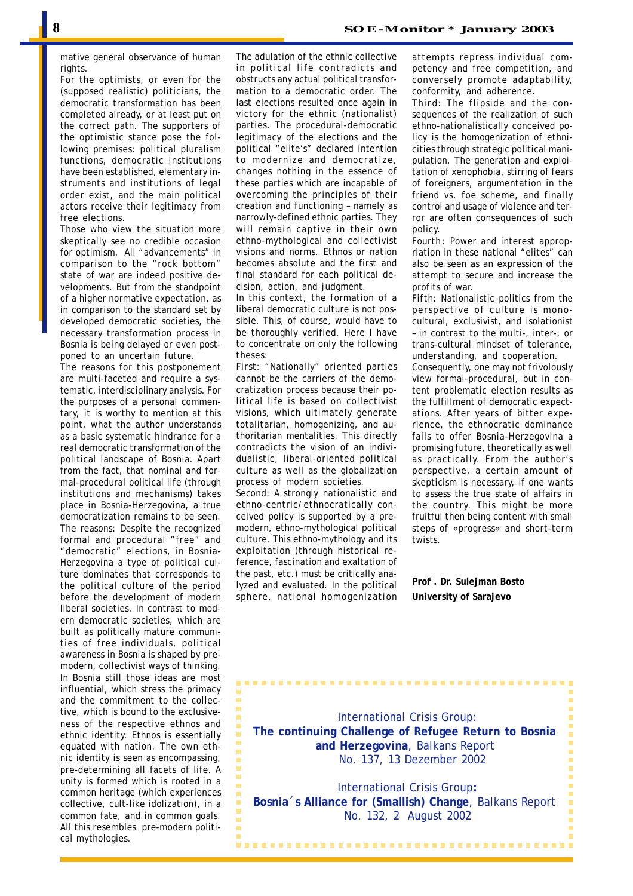mative general observance of human rights.

For the optimists, or even for the (supposed realistic) politicians, the democratic transformation has been completed already, or at least put on the correct path. The supporters of the optimistic stance pose the following premises: political pluralism functions, democratic institutions have been established, elementary instruments and institutions of legal order exist, and the main political actors receive their legitimacy from free elections.

Those who view the situation more skeptically see no credible occasion for optimism. All "advancements" in comparison to the "rock bottom" state of war are indeed positive developments. But from the standpoint of a higher normative expectation, as in comparison to the standard set by developed democratic societies, the necessary transformation process in Bosnia is being delayed or even postponed to an uncertain future.

The reasons for this postponement are multi-faceted and require a systematic, interdisciplinary analysis. For the purposes of a personal commentary, it is worthy to mention at this point, what the author understands as a basic systematic hindrance for a real democratic transformation of the political landscape of Bosnia. Apart from the fact, that nominal and formal-procedural political life (through institutions and mechanisms) takes place in Bosnia-Herzegovina, a true democratization remains to be seen. The reasons: Despite the recognized formal and procedural "free" and "democratic" elections, in Bosnia-Herzegovina a type of political culture dominates that corresponds to the political culture of the period before the development of modern liberal societies. In contrast to modern democratic societies, which are built as politically mature communities of free individuals, political awareness in Bosnia is shaped by pre-modern, collectivist ways of thinking. In Bosnia still those ideas are most influential, which stress the primacy and the commitment to the collective, which is bound to the exclusiveness of the respective ethnos and ethnic identity. Ethnos is essentially equated with nation. The own ethnic identity is seen as encompassing, pre-determining all facets of life. A unity is formed which is rooted in a common heritage (which experiences collective, cult-like idolization), in a common fate, and in common goals. All this resembles pre-modern political mythologies.

The adulation of the ethnic collective in political life contradicts and obstructs any actual political transformation to a democratic order. The last elections resulted once again in victory for the ethnic (nationalist) parties. The procedural-democratic legitimacy of the elections and the political "elite's" declared intention to modernize and democratize, changes nothing in the essence of these parties which are incapable of overcoming the principles of their creation and functioning – namely as narrowly-defined ethnic parties. They will remain captive in their own ethno-mythological and collectivist visions and norms. Ethnos or nation becomes absolute and the first and final standard for each political decision, action, and judgment.

In this context, the formation of a liberal democratic culture is not possible. This, of course, would have to be thoroughly verified. Here I have to concentrate on only the following theses:

First: "Nationally" oriented parties cannot be the carriers of the democratization process because their political life is based on collectivist visions, which ultimately generate totalitarian, homogenizing, and authoritarian mentalities. This directly contradicts the vision of an individualistic, liberal-oriented political culture as well as the globalization process of modern societies.

Second: A strongly nationalistic and ethno-centric/ethnocratically conceived policy is supported by a pre-modern, ethno-mythological political culture. This ethno-mythology and its exploitation (through historical reference, fascination and exaltation of the past, etc.) must be critically analyzed and evaluated. In the political sphere, national homogenization attempts repress individual competency and free competition, and conversely promote adaptability, conformity, and adherence.

Third: The flipside and the consequences of the realization of such ethno-nationalistically conceived policy is the homogenization of ethnicities through strategic political manipulation. The generation and exploitation of xenophobia, stirring of fears of foreigners, argumentation in the friend vs. foe scheme, and finally control and usage of violence and terror are often consequences of such policy.

Fourth: Power and interest appropriation in these national "elites" can also be seen as an expression of the attempt to secure and increase the profits of war.

Fifth: Nationalistic politics from the perspective of culture is monocultural, exclusivist, and isolationist – in contrast to the multi-, inter-, or trans-cultural mindset of tolerance, understanding, and cooperation.

Consequently, one may not frivolously view formal-procedural, but in content problematic election results as the fulfillment of democratic expectations. After years of bitter experience, the ethnocratic dominance fails to offer Bosnia-Herzegovina a promising future, theoretically as well as practically. From the author's perspective, a certain amount of skepticism is necessary, if one wants to assess the true state of affairs in the country. This might be more fruitful then being content with small steps of «progress» and short-term twists.

**Prof . Dr. Sulejman Bosto**
**University of Sarajevo**

International Crisis Group:
**The continuing Challenge of Refugee Return to Bosnia and Herzegovina**, Balkans Report No. 137, 13 Dezember 2002

International Crisis Group**:**
**Bosnia´s Alliance for (Smallish) Change**, Balkans Report No. 132, 2 August 2002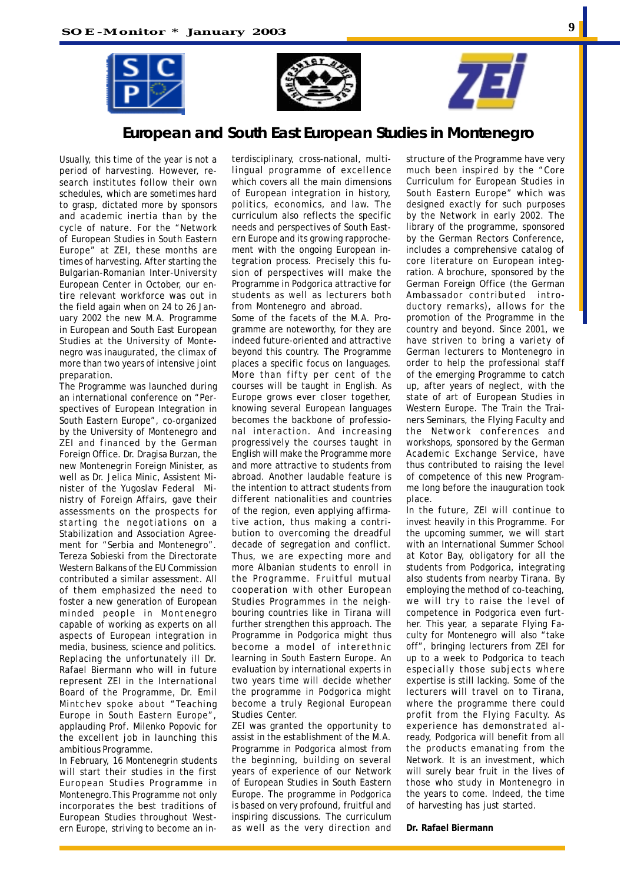# European and South East European Studies in Montenegro

Usually, this time of the year is not a period of harvesting. However, research institutes follow their own schedules, which are sometimes hard to grasp, dictated more by sponsors and academic inertia than by the cycle of nature. For the "Network of European Studies in South Eastern Europe" at ZEI, these months are times of harvesting. After starting the Bulgarian-Romanian Inter-University European Center in October, our entire relevant workforce was out in the field again when on 24 to 26 January 2002 the new M.A. Programme in European and South East European Studies at the University of Montenegro was inaugurated, the climax of more than two years of intensive joint preparation.

The Programme was launched during an international conference on "Perspectives of European Integration in South Eastern Europe", co-organized by the University of Montenegro and ZEI and financed by the German Foreign Office. Dr. Dragisa Burzan, the new Montenegrin Foreign Minister, as well as Dr. Jelica Minic, Assistent Minister of the Yugoslav Federal Ministry of Foreign Affairs, gave their assessments on the prospects for starting the negotiations on a Stabilization and Association Agreement for "Serbia and Montenegro". Tereza Sobieski from the Directorate Western Balkans of the EU Commission contributed a similar assessment. All of them emphasized the need to foster a new generation of European minded people in Montenegro capable of working as experts on all aspects of European integration in media, business, science and politics. Replacing the unfortunately ill Dr. Rafael Biermann who will in future represent ZEI in the International Board of the Programme, Dr. Emil Mintchev spoke about "Teaching Europe in South Eastern Europe", applauding Prof. Milenko Popovic for the excellent job in launching this ambitious Programme.

In February, 16 Montenegrin students will start their studies in the first European Studies Programme in Montenegro. This Programme not only incorporates the best traditions of European Studies throughout Western Europe, striving to become an interdisciplinary, cross-national, multilingual programme of excellence which covers all the main dimensions of European integration in history, politics, economics, and law. The curriculum also reflects the specific needs and perspectives of South Eastern Europe and its growing rapprochement with the ongoing European integration process. Precisely this fusion of perspectives will make the Programme in Podgorica attractive for students as well as lecturers both from Montenegro and abroad.

Some of the facets of the M.A. Programme are noteworthy, for they are indeed future-oriented and attractive beyond this country. The Programme places a specific focus on languages. More than fifty per cent of the courses will be taught in English. As Europe grows ever closer together, knowing several European languages becomes the backbone of professional interaction. And increasing progressively the courses taught in English will make the Programme more and more attractive to students from abroad. Another laudable feature is the intention to attract students from different nationalities and countries of the region, even applying affirmative action, thus making a contribution to overcoming the dreadful decade of segregation and conflict. Thus, we are expecting more and more Albanian students to enroll in the Programme. Fruitful mutual cooperation with other European Studies Programmes in the neighbouring countries like in Tirana will further strengthen this approach. The Programme in Podgorica might thus become a model of interethnic learning in South Eastern Europe. An evaluation by international experts in two years time will decide whether the programme in Podgorica might become a truly Regional European Studies Center.

ZEI was granted the opportunity to assist in the establishment of the M.A. Programme in Podgorica almost from the beginning, building on several years of experience of our Network of European Studies in South Eastern Europe. The programme in Podgorica is based on very profound, fruitful and inspiring discussions. The curriculum as well as the very direction and structure of the Programme have very much been inspired by the "Core Curriculum for European Studies in South Eastern Europe" which was designed exactly for such purposes by the Network in early 2002. The library of the programme, sponsored by the German Rectors Conference, includes a comprehensive catalog of core literature on European integration. A brochure, sponsored by the German Foreign Office (the German Ambassador contributed introductory remarks), allows for the promotion of the Programme in the country and beyond. Since 2001, we have striven to bring a variety of German lecturers to Montenegro in order to help the professional staff of the emerging Programme to catch up, after years of neglect, with the state of art of European Studies in Western Europe. The Train the Trainers Seminars, the Flying Faculty and the Network conferences and workshops, sponsored by the German Academic Exchange Service, have thus contributed to raising the level of competence of this new Programme long before the inauguration took place.

In the future, ZEI will continue to invest heavily in this Programme. For the upcoming summer, we will start with an International Summer School at Kotor Bay, obligatory for all the students from Podgorica, integrating also students from nearby Tirana. By employing the method of co-teaching, we will try to raise the level of competence in Podgorica even further. This year, a separate Flying Faculty for Montenegro will also "take off", bringing lecturers from ZEI for up to a week to Podgorica to teach especially those subjects where expertise is still lacking. Some of the lecturers will travel on to Tirana, where the programme there could profit from the Flying Faculty. As experience has demonstrated already, Podgorica will benefit from all the products emanating from the Network. It is an investment, which will surely bear fruit in the lives of those who study in Montenegro in the years to come. Indeed, the time of harvesting has just started.

**Dr. Rafael Biermann**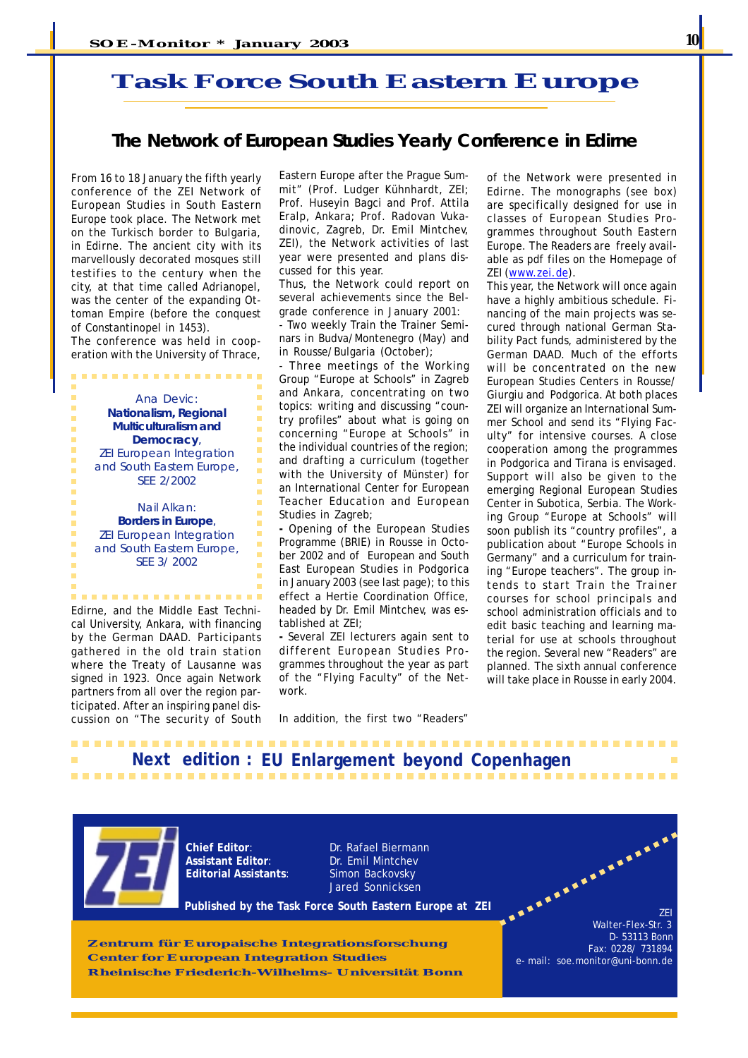# Task Force South Eastern Europe

## The Network of European Studies Yearly Conference in Edirne

From 16 to 18 January the fifth yearly conference of the ZEI Network of European Studies in South Eastern Europe took place. The Network met on the Turkisch border to Bulgaria, in Edirne. The ancient city with its marvellously decorated mosques still testifies to the century when the city, at that time called Adrianopel, was the center of the expanding Ottoman Empire (before the conquest of Constantinopel in 1453).

The conference was held in cooperation with the University of Thrace, Edirne, and the Middle East Technical University, Ankara, with financing by the German DAAD. Participants gathered in the old train station where the Treaty of Lausanne was signed in 1923. Once again Network partners from all over the region participated. After an inspiring panel discussion on "The security of South Eastern Europe after the Prague Summit" (Prof. Ludger Kühnhardt, ZEI; Prof. Huseyin Bagci and Prof. Attila Eralp, Ankara; Prof. Radovan Vukadinovic, Zagreb, Dr. Emil Mintchev, ZEI), the Network activities of last year were presented and plans discussed for this year.

Thus, the Network could report on several achievements since the Belgrade conference in January 2001:

- Two weekly Train the Trainer Seminars in Budva/Montenegro (May) and in Rousse/Bulgaria (October);
- Three meetings of the Working Group "Europe at Schools" in Zagreb and Ankara, concentrating on two topics: writing and discussing "country profiles" about what is going on concerning "Europe at Schools" in the individual countries of the region; and drafting a curriculum (together with the University of Münster) for an International Center for European Teacher Education and European Studies in Zagreb;
- Opening of the European Studies Programme (BRIE) in Rousse in October 2002 and of European and South East European Studies in Podgorica in January 2003 (see last page); to this effect a Hertie Coordination Office, headed by Dr. Emil Mintchev, was established at ZEI;
- Several ZEI lecturers again sent to different European Studies Programmes throughout the year as part of the "Flying Faculty" of the Network.

In addition, the first two "Readers" of the Network were presented in Edirne. The monographs (see box) are specifically designed for use in classes of European Studies Programmes throughout South Eastern Europe. The Readers are freely available as pdf files on the Homepage of ZEI (www.zei.de).

This year, the Network will once again have a highly ambitious schedule. Financing of the main projects was secured through national German Stability Pact funds, administered by the German DAAD. Much of the efforts will be concentrated on the new European Studies Centers in Rousse/ Giurgiu and Podgorica. At both places ZEI will organize an International Summer School and send its "Flying Faculty" for intensive courses. A close cooperation among the programmes in Podgorica and Tirana is envisaged. Support will also be given to the emerging Regional European Studies Center in Subotica, Serbia. The Working Group "Europe at Schools" will soon publish its "country profiles", a publication about "Europe Schools in Germany" and a curriculum for training "Europe teachers". The group intends to start Train the Trainer courses for school principals and school administration officials and to edit basic teaching and learning material for use at schools throughout the region. Several new "Readers" are planned. The sixth annual conference will take place in Rousse in early 2004.

---

Ana Devic:
**Nationalism, Regional Multiculturalism and Democracy**,
ZEI European Integration and South Eastern Europe, SEE 2/2002

Nail Alkan:
**Borders in Europe**,
ZEI European Integration and South Eastern Europe, SEE 3/ 2002

---

**Next edition : EU Enlargement beyond Copenhagen**

---

**Chief Editor**: Dr. Rafael Biermann
**Assistant Editor**: Dr. Emil Mintchev
**Editorial Assistants**: Simon Backovsky, Jared Sonnicksen

**Published by the Task Force South Eastern Europe at ZEI**

**Zentrum für Europaische Integrationsforschung**
**Center for European Integration Studies**
**Rheinische Friederich-Wilhelms- Universität Bonn**

ZEI
Walter-Flex-Str. 3
D- 53113 Bonn
Fax: 0228/ 731894
e- mail: soe.monitor@uni-bonn.de